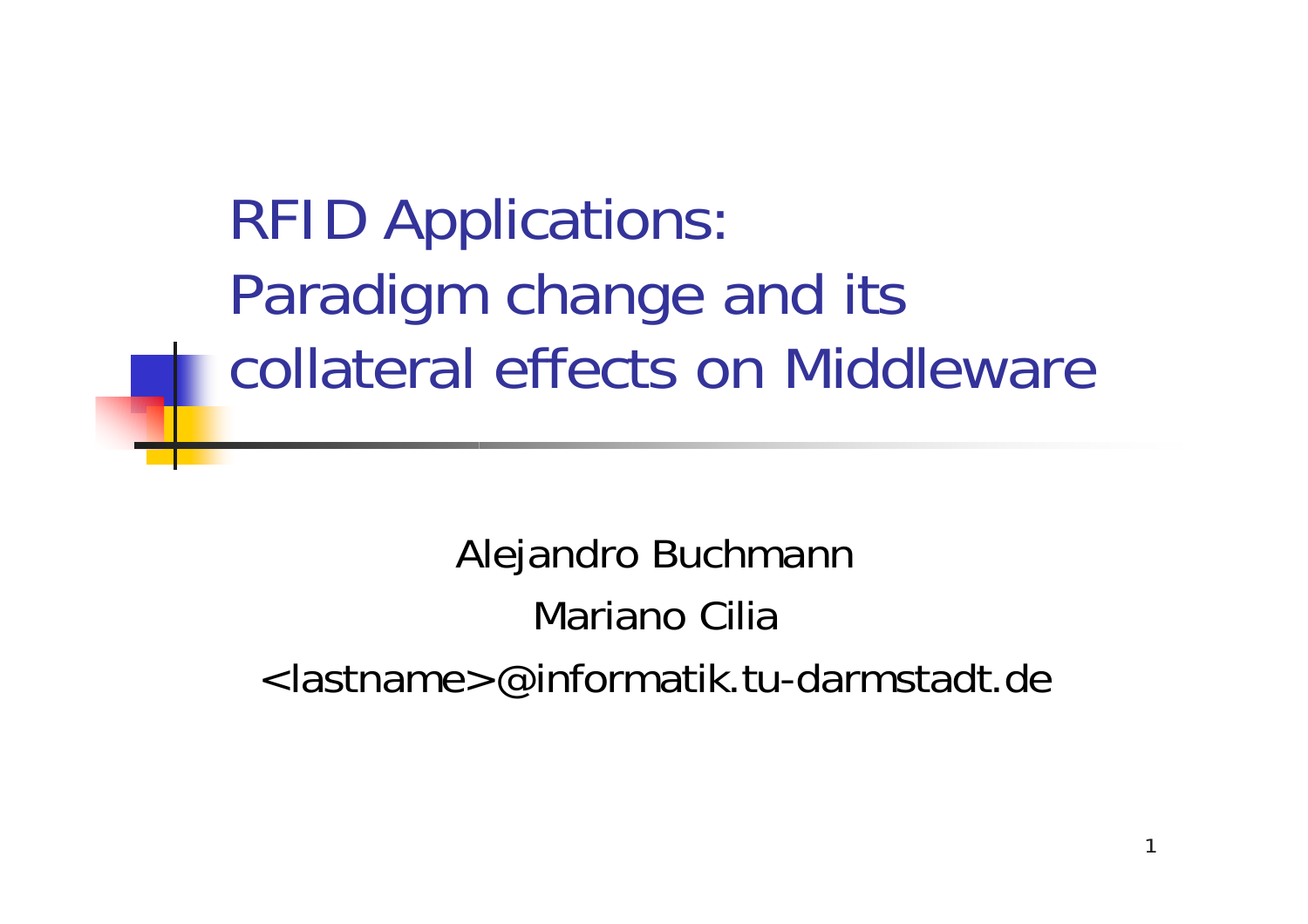# RFID Applications: Paradigm change and its collateral effects on Middleware

Alejandro Buchmann

Mariano Cilia

<lastname>@informatik.tu-darmstadt.de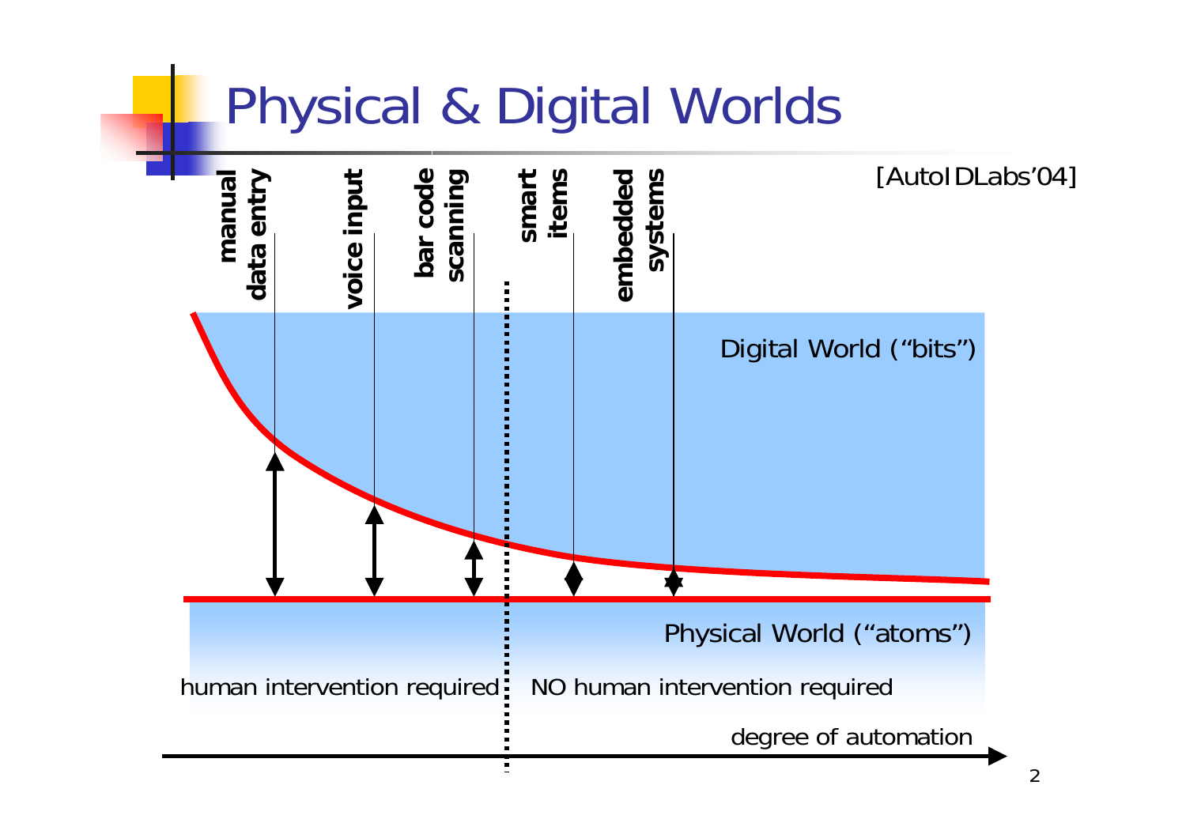# Physical & Digital Worlds

[AutoIDLabs'04]

**manual data entry** | **voice input** | **bar code scanning** | **smart items** | **embedded systems**

Digital World ("bits")

Physical World ("atoms")

human intervention required | NO human intervention required

degree of automation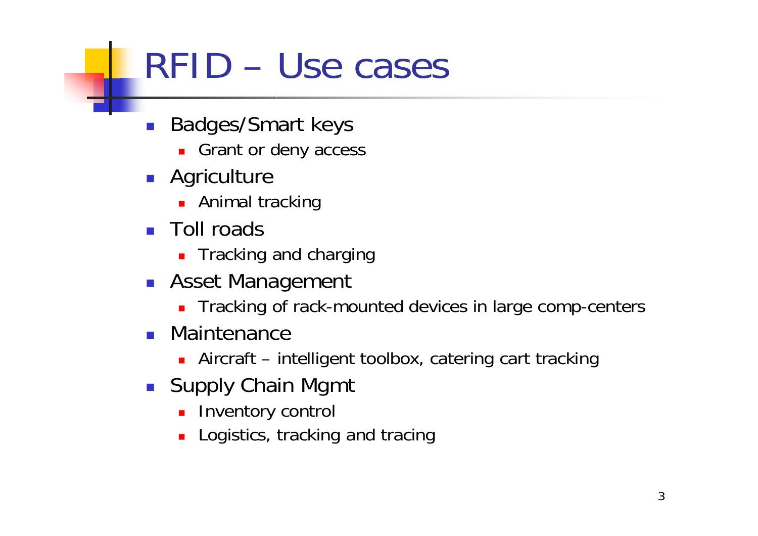# RFID – Use cases

- Badges/Smart keys
  - Grant or deny access
- Agriculture
  - Animal tracking
- Toll roads
  - Tracking and charging
- Asset Management
  - Tracking of rack-mounted devices in large comp-centers
- Maintenance
  - Aircraft – intelligent toolbox, catering cart tracking
- Supply Chain Mgmt
  - Inventory control
  - Logistics, tracking and tracing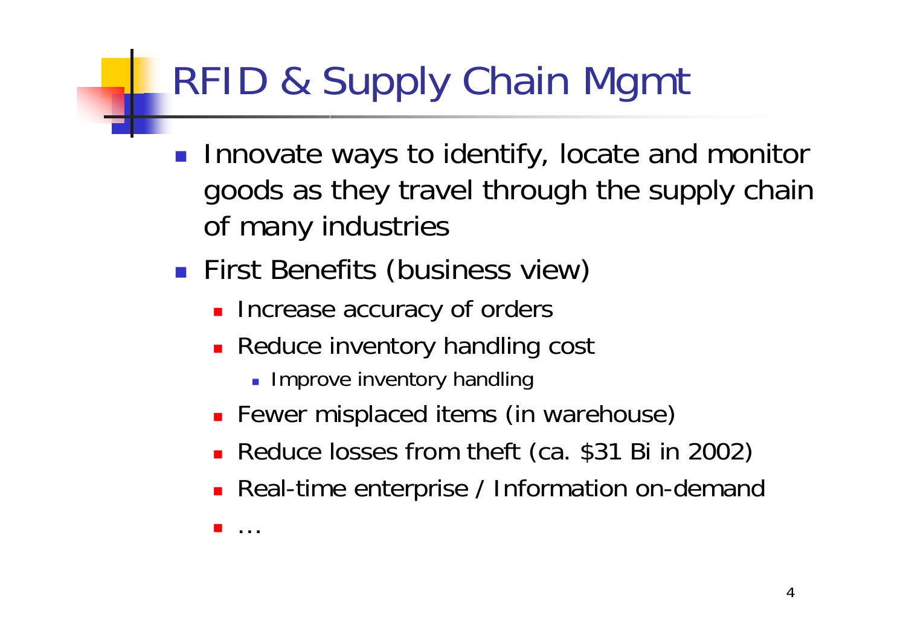# RFID & Supply Chain Mgmt

- Innovate ways to identify, locate and monitor goods as they travel through the supply chain of many industries
- First Benefits (business view)
  - Increase accuracy of orders
  - Reduce inventory handling cost
    - Improve inventory handling
  - Fewer misplaced items (in warehouse)
  - Reduce losses from theft (ca. $31 Bi in 2002)
  - Real-time enterprise / Information on-demand
  - …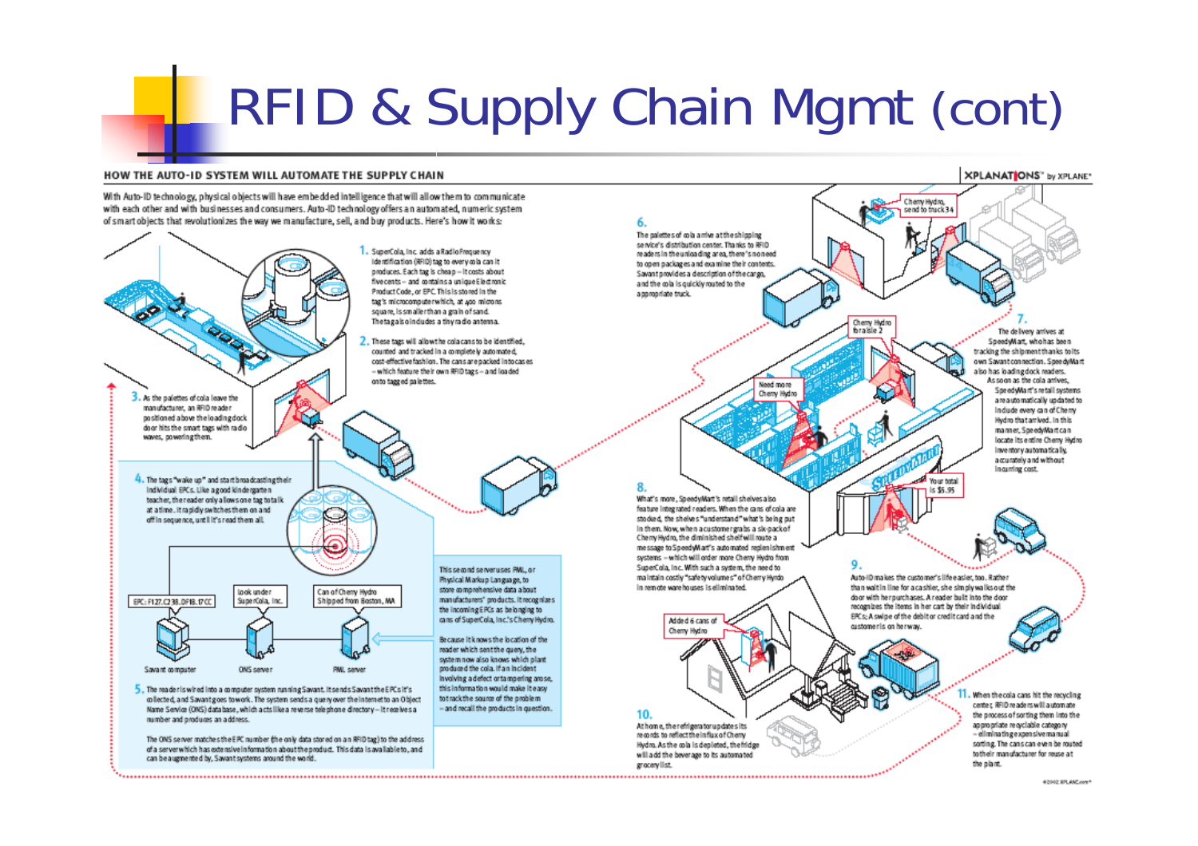# RFID & Supply Chain Mgmt (cont)

**HOW THE AUTO-ID SYSTEM WILL AUTOMATE THE SUPPLY CHAIN**

XPLANATIONS™ by XPLANE®

With Auto-ID technology, physical objects will have embedded intelligence that will allow them to communicate with each other and with businesses and consumers. Auto-ID technology offers an automated, numeric system of smart objects that revolutionizes the way we manufacture, sell, and buy products. Here's how it works:

1. SuperCola, Inc. adds a Radio Frequency Identification (RFID) tag to every cola can it produces. Each tag is cheap – it costs about five cents – and contains a unique Electronic Product Code, or EPC. This is stored in the tag's microcomputer which, at 400 microns square, is smaller than a grain of sand. The tag also includes a tiny radio antenna.

2. These tags will allow the cola cans to be identified, counted and tracked in a completely automated, cost-effective fashion. The cans are packed into cases – which feature their own RFID tags – and loaded onto tagged palettes.

3. As the palettes of cola leave the manufacturer, an RFID reader positioned above the loading dock door hits the smart tags with radio waves, powering them.

4. The tags "wake up" and start broadcasting their individual EPCs. Like a good kindergarten teacher, the reader only allows one tag to talk at a time. It rapidly switches them on and off in sequence, until it's read them all.

EPC: F127.C238.DF1B.17CC — Savant computer

look under SuperCola, Inc. — ONS server

Can of Cherry Hydro Shipped from Boston, MA — PML server

5. The reader is wired into a computer system running Savant. It sends Savant the EPCs it's collected, and Savant goes to work. The system sends a query over the Internet to an Object Name Service (ONS) database, which acts like a reverse telephone directory – it receives a number and produces an address.

The ONS server matches the EPC number (the only data stored on an RFID tag) to the address of a server which has extensive information about the product. This data is available to, and can be augmented by, Savant systems around the world.

This second server uses PML, or Physical Markup Language, to store comprehensive data about manufacturers' products. It recognizes the incoming EPCs as belonging to cans of SuperCola, Inc.'s Cherry Hydro.

Because it knows the location of the reader which sent the query, the system now also knows which plant produced the cola. If an incident involving a defect or tampering arose, this information would make it easy to track the source of the problem – and recall the products in question.

6. The palettes of cola arrive at the shipping service's distribution center. Thanks to RFID readers in the unloading area, there's no need to open packages and examine their contents. Savant provides a description of the cargo, and the cola is quickly routed to the appropriate truck.

Cherry Hydro, send to truck 34

7. The delivery arrives at SpeedyMart, who has been tracking the shipment thanks to its own Savant connection. SpeedyMart also has loading dock readers. As soon as the cola arrives, SpeedyMart's retail systems are automatically updated to include every can of Cherry Hydro that arrived. In this manner, SpeedyMart can locate its entire Cherry Hydro inventory automatically, accurately and without incurring cost.

Cherry Hydro fo aisle 2

Need more Cherry Hydro

8. What's more, SpeedyMart's retail shelves also feature integrated readers. When the cans of cola are stocked, the shelves "understand" what's being put in them. Now, when a customer grabs a six-pack of Cherry Hydro, the diminished shelf will route a message to SpeedyMart's automated replenishment systems – which will order more Cherry Hydro from SuperCola, Inc. With such a system, the need to maintain costly "safety volumes" of Cherry Hydro in remote warehouses is eliminated.

Your total is $5.95

9. Auto-ID makes the customer's life easier, too. Rather than wait in line for a cashier, she simply walks out the door with her purchases. A reader built into the door recognizes the items in her cart by their individual EPCs. A swipe of the debit or credit card and the customer is on her way.

Added 6 cans of Cherry Hydro

10. At home, the refrigerator updates its records to reflect the influx of Cherry Hydro. As the cola is depleted, the fridge will add the beverage to its automated grocery list.

11. When the cola cans hit the recycling center, RFID readers will automate the process of sorting them into the appropriate recyclable category – eliminating expensive manual sorting. The cans can even be routed to their manufacturer for reuse at the plant.

©2002 XPLANE.com®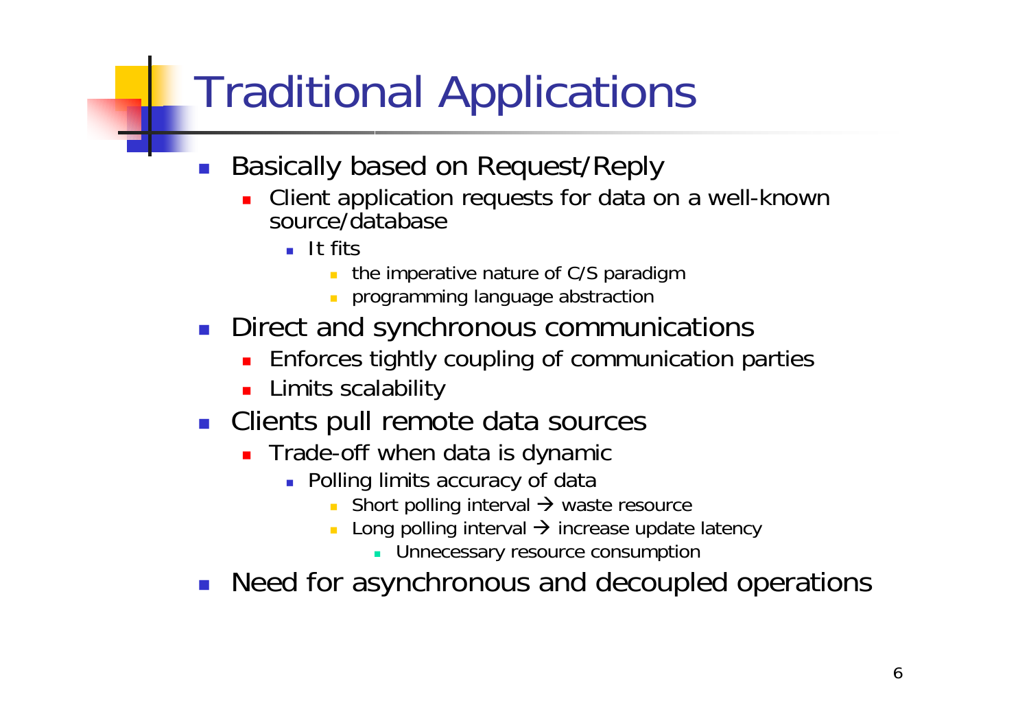# Traditional Applications

- Basically based on Request/Reply
  - Client application requests for data on a well-known source/database
    - It fits
      - the imperative nature of C/S paradigm
      - programming language abstraction
- Direct and synchronous communications
  - Enforces tightly coupling of communication parties
  - Limits scalability
- Clients pull remote data sources
  - Trade-off when data is dynamic
    - Polling limits accuracy of data
      - Short polling interval → waste resource
      - Long polling interval → increase update latency
        - Unnecessary resource consumption
- Need for asynchronous and decoupled operations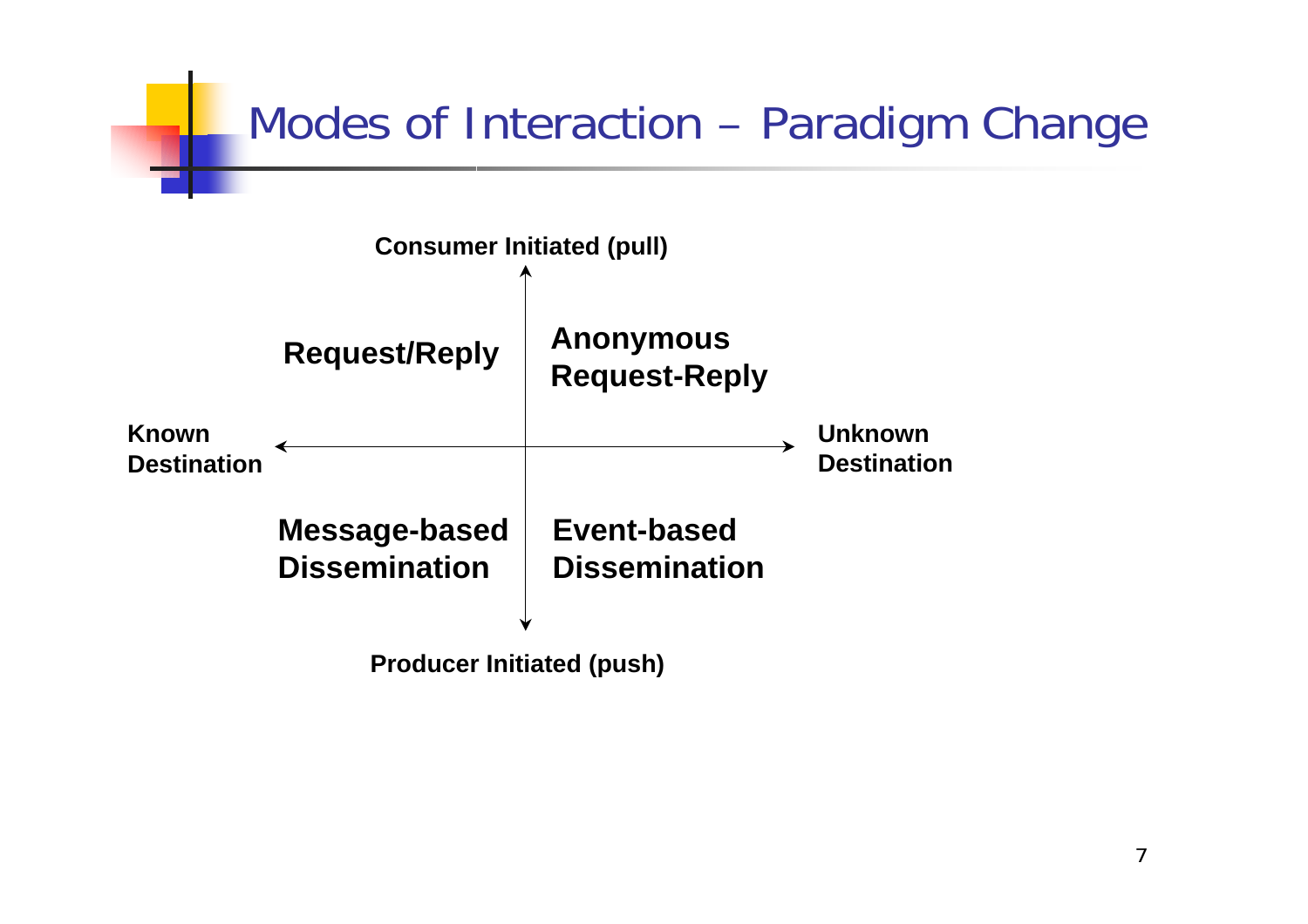# Modes of Interaction – Paradigm Change

**Consumer Initiated (pull)**

| | Known Destination | Unknown Destination |
|---|---|---|
| **Consumer Initiated (pull)** | **Request/Reply** | **Anonymous Request-Reply** |
| **Producer Initiated (push)** | **Message-based Dissemination** | **Event-based Dissemination** |

**Producer Initiated (push)**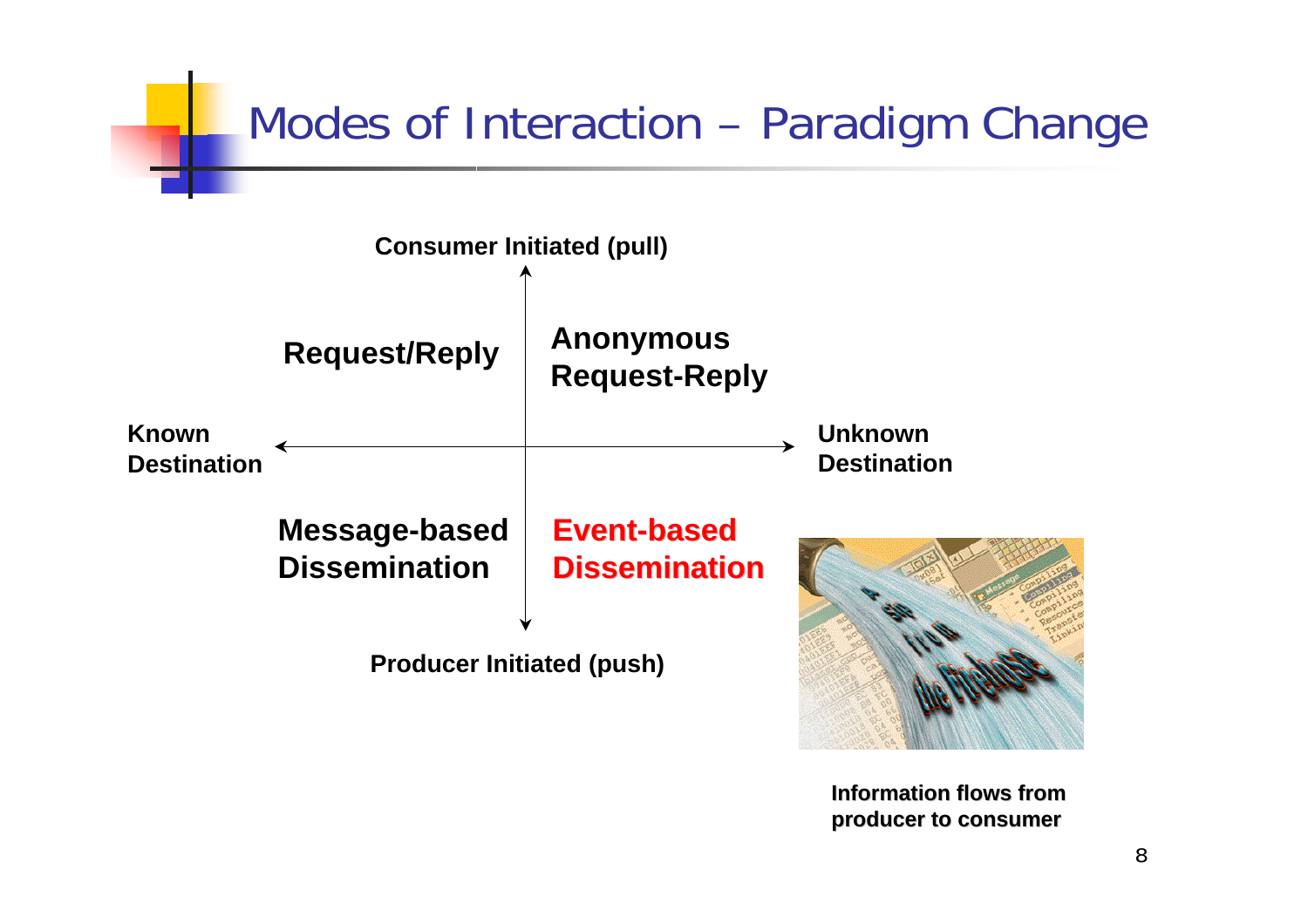# Modes of Interaction – Paradigm Change

**Consumer Initiated (pull)**

**Known Destination** ↔ **Unknown Destination**

**Producer Initiated (push)**

| | Known Destination | Unknown Destination |
|---|---|---|
| Consumer Initiated (pull) | **Request/Reply** | **Anonymous Request-Reply** |
| Producer Initiated (push) | **Message-based Dissemination** | **Event-based Dissemination** |

**Information flows from producer to consumer**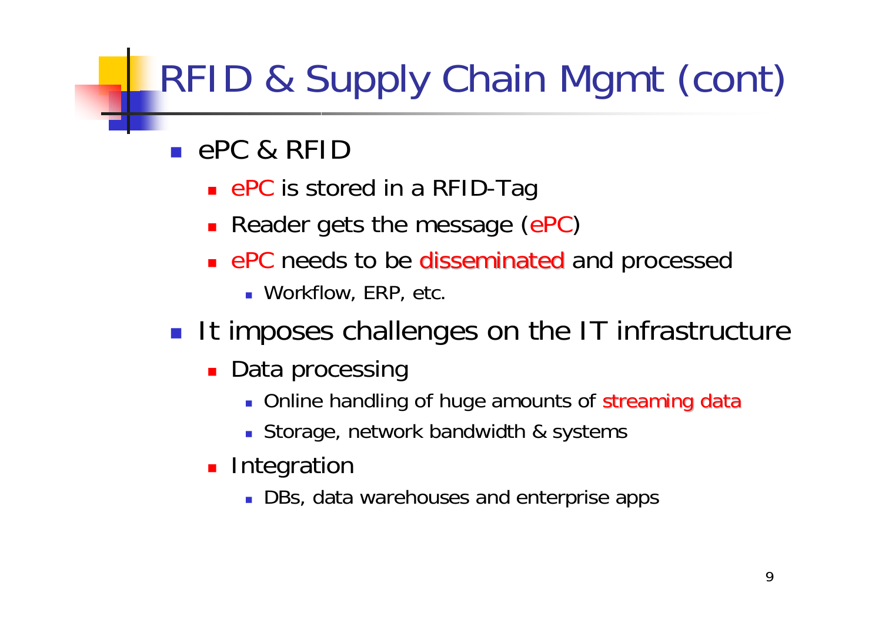# RFID & Supply Chain Mgmt (cont)

- ePC & RFID
  - ePC is stored in a RFID-Tag
  - Reader gets the message (ePC)
  - ePC needs to be disseminated and processed
    - Workflow, ERP, etc.
- It imposes challenges on the IT infrastructure
  - Data processing
    - Online handling of huge amounts of streaming data
    - Storage, network bandwidth & systems
  - Integration
    - DBs, data warehouses and enterprise apps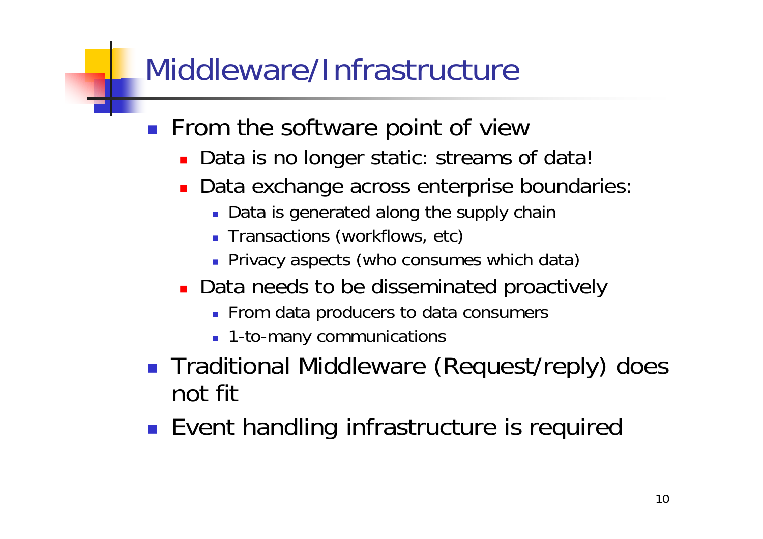# Middleware/Infrastructure

- From the software point of view
  - Data is no longer static: streams of data!
  - Data exchange across enterprise boundaries:
    - Data is generated along the supply chain
    - Transactions (workflows, etc)
    - Privacy aspects (who consumes which data)
  - Data needs to be disseminated proactively
    - From data producers to data consumers
    - 1-to-many communications
- Traditional Middleware (Request/reply) does not fit
- Event handling infrastructure is required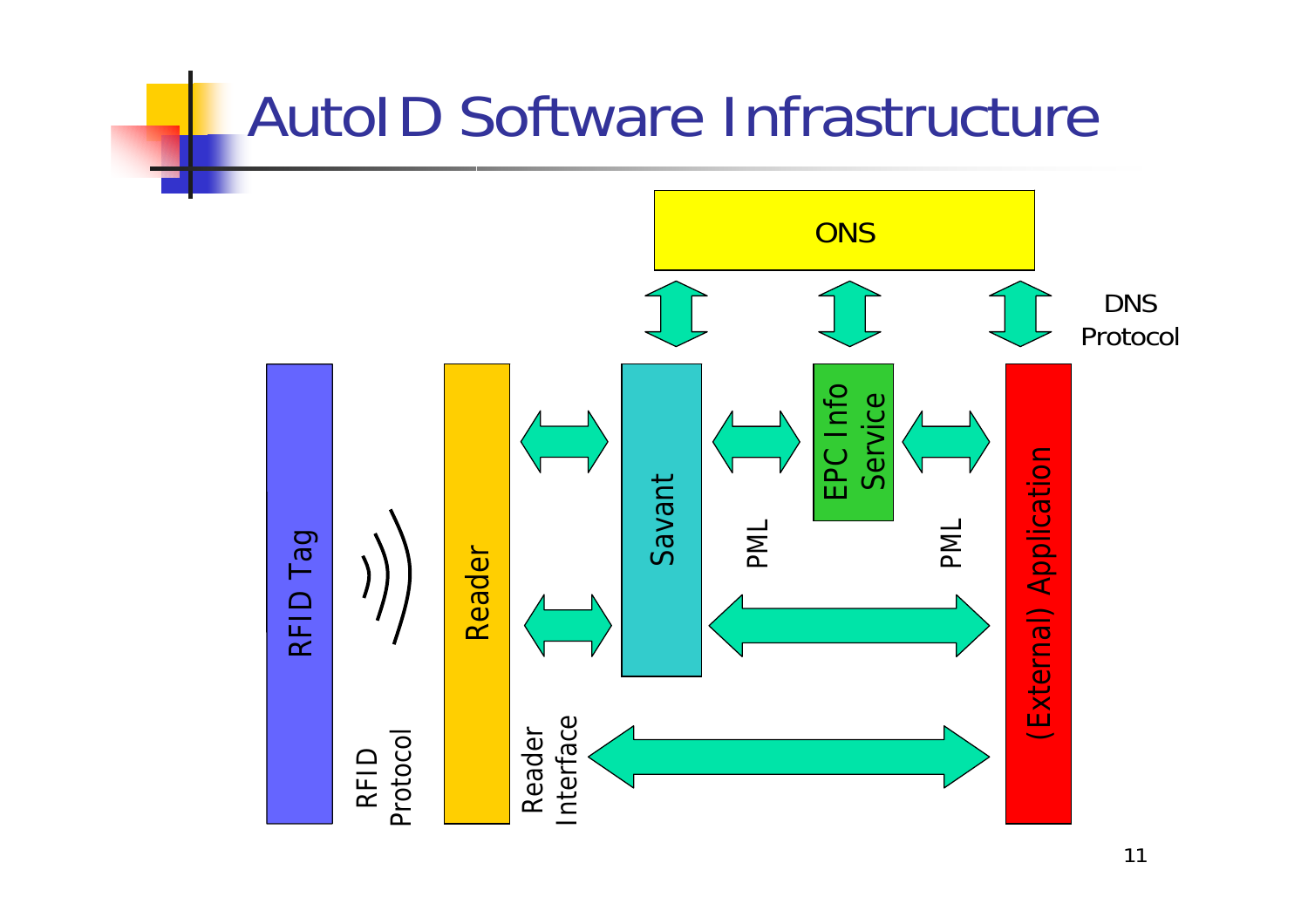# AutoID Software Infrastructure

ONS

DNS Protocol

RFID Tag

RFID Protocol

Reader

Reader Interface

Savant

PML

EPC Info Service

PML

(External) Application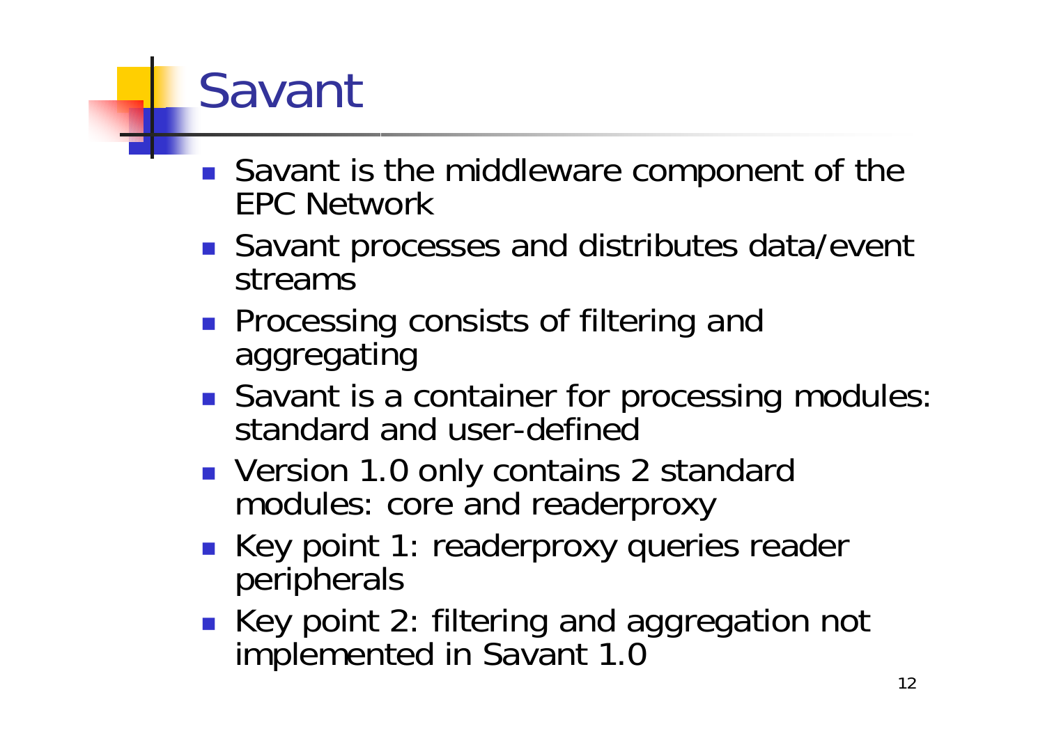# Savant

- Savant is the middleware component of the EPC Network
- Savant processes and distributes data/event streams
- Processing consists of filtering and aggregating
- Savant is a container for processing modules: standard and user-defined
- Version 1.0 only contains 2 standard modules: core and readerproxy
- Key point 1: readerproxy queries reader peripherals
- Key point 2: filtering and aggregation not implemented in Savant 1.0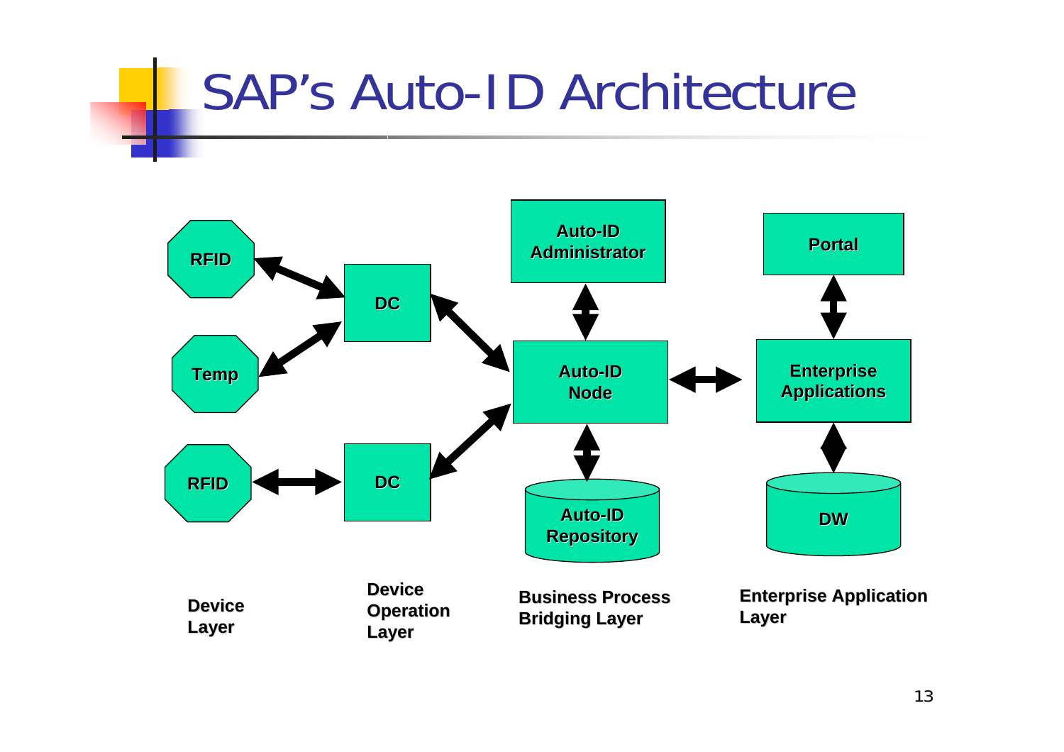# SAP's Auto-ID Architecture

RFID

Temp

RFID

DC

DC

Auto-ID Administrator

Auto-ID Node

Auto-ID Repository

Portal

Enterprise Applications

DW

**Device Layer**

**Device Operation Layer**

**Business Process Bridging Layer**

**Enterprise Application Layer**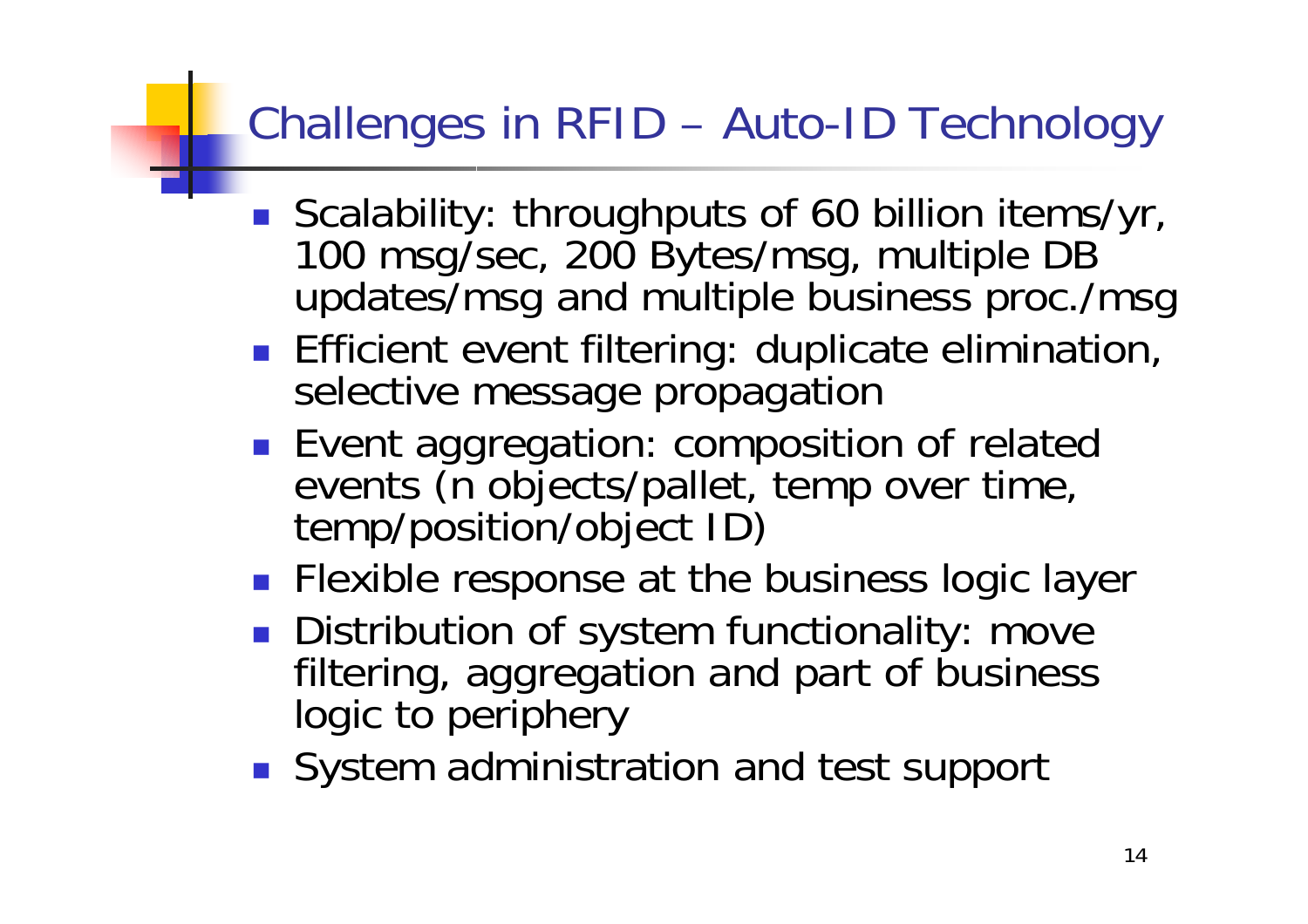# Challenges in RFID – Auto-ID Technology

- Scalability: throughputs of 60 billion items/yr, 100 msg/sec, 200 Bytes/msg, multiple DB updates/msg and multiple business proc./msg
- Efficient event filtering: duplicate elimination, selective message propagation
- Event aggregation: composition of related events (n objects/pallet, temp over time, temp/position/object ID)
- Flexible response at the business logic layer
- Distribution of system functionality: move filtering, aggregation and part of business logic to periphery
- System administration and test support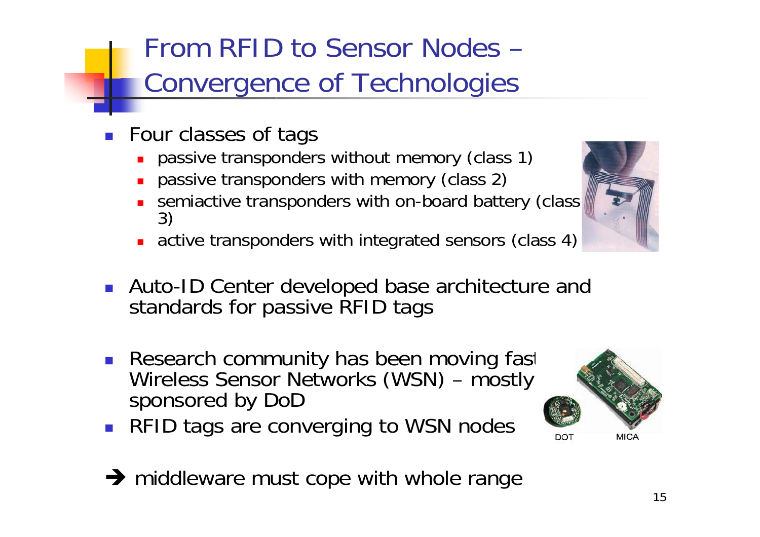# From RFID to Sensor Nodes – Convergence of Technologies

- Four classes of tags
  - passive transponders without memory (class 1)
  - passive transponders with memory (class 2)
  - semiactive transponders with on-board battery (class 3)
  - active transponders with integrated sensors (class 4)
- Auto-ID Center developed base architecture and standards for passive RFID tags
- Research community has been moving fast Wireless Sensor Networks (WSN) – mostly sponsored by DoD
- RFID tags are converging to WSN nodes

DOT MICA

➔ middleware must cope with whole range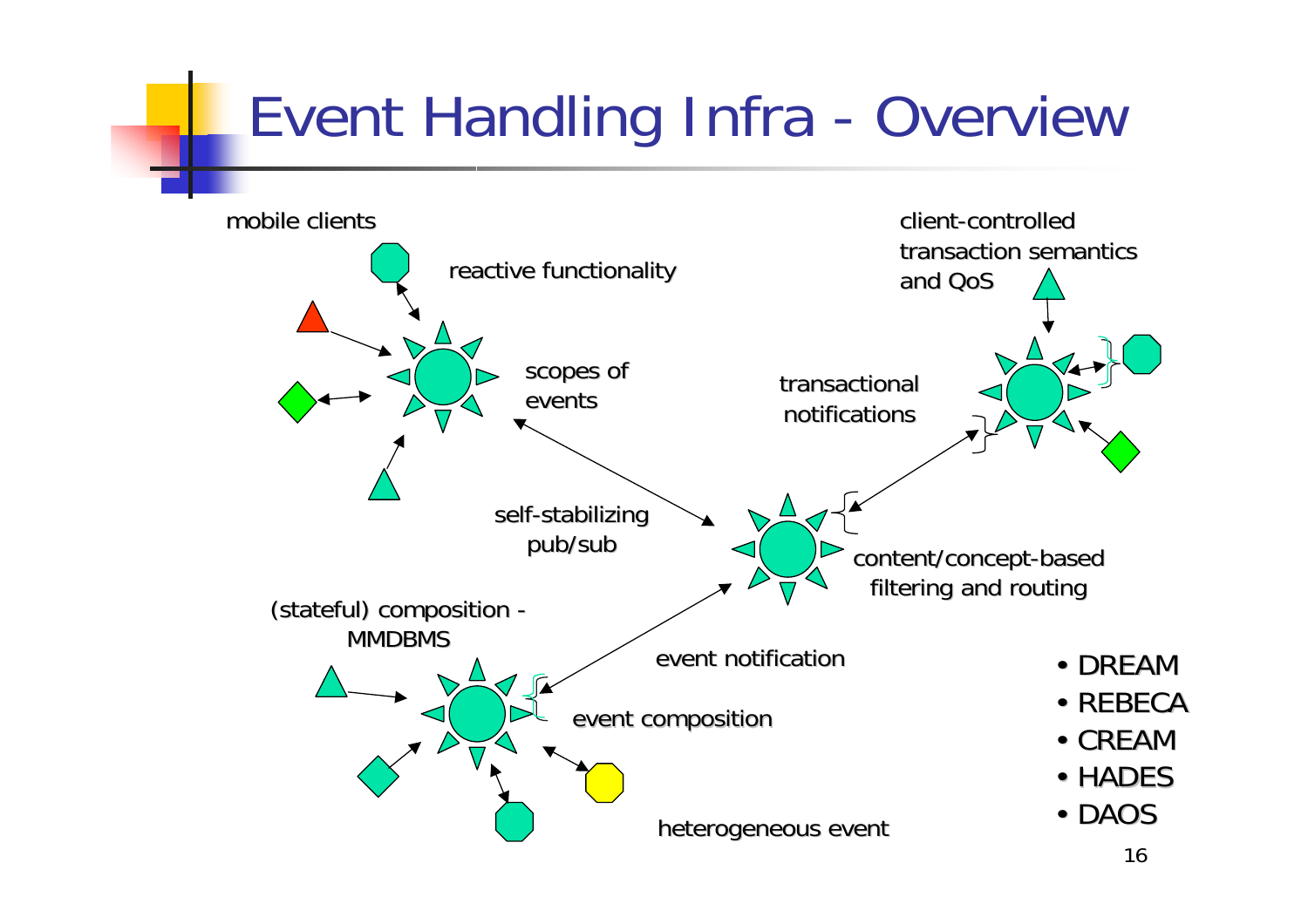# Event Handling Infra - Overview

mobile clients

reactive functionality

scopes of events

client-controlled transaction semantics and QoS

transactional notifications

self-stabilizing pub/sub

content/concept-based filtering and routing

(stateful) composition - MMDBMS

event notification

event composition

heterogeneous event

- DREAM
- REBECA
- CREAM
- HADES
- DAOS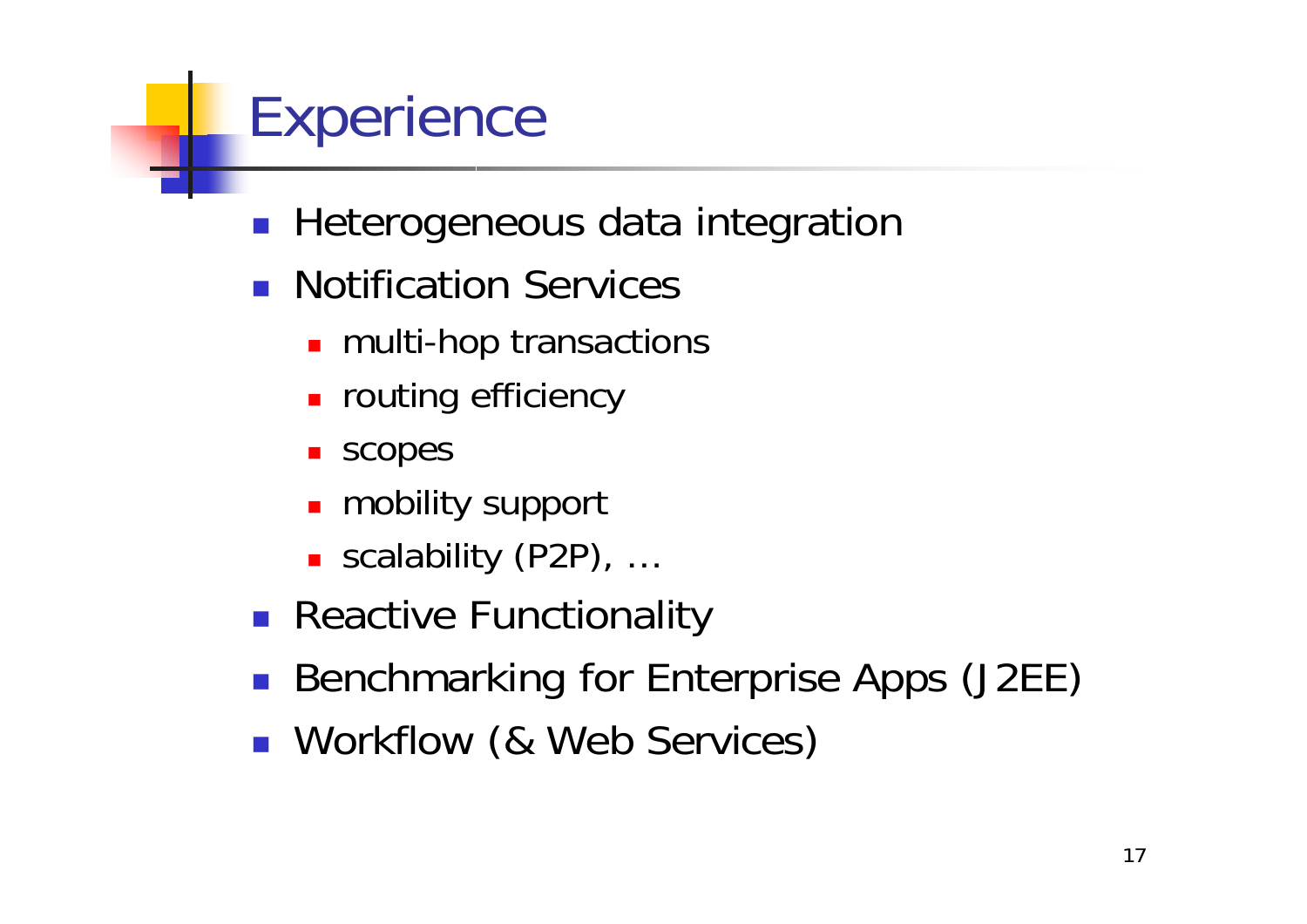# Experience

- Heterogeneous data integration
- Notification Services
  - multi-hop transactions
  - routing efficiency
  - scopes
  - mobility support
  - scalability (P2P), …
- Reactive Functionality
- Benchmarking for Enterprise Apps (J2EE)
- Workflow (& Web Services)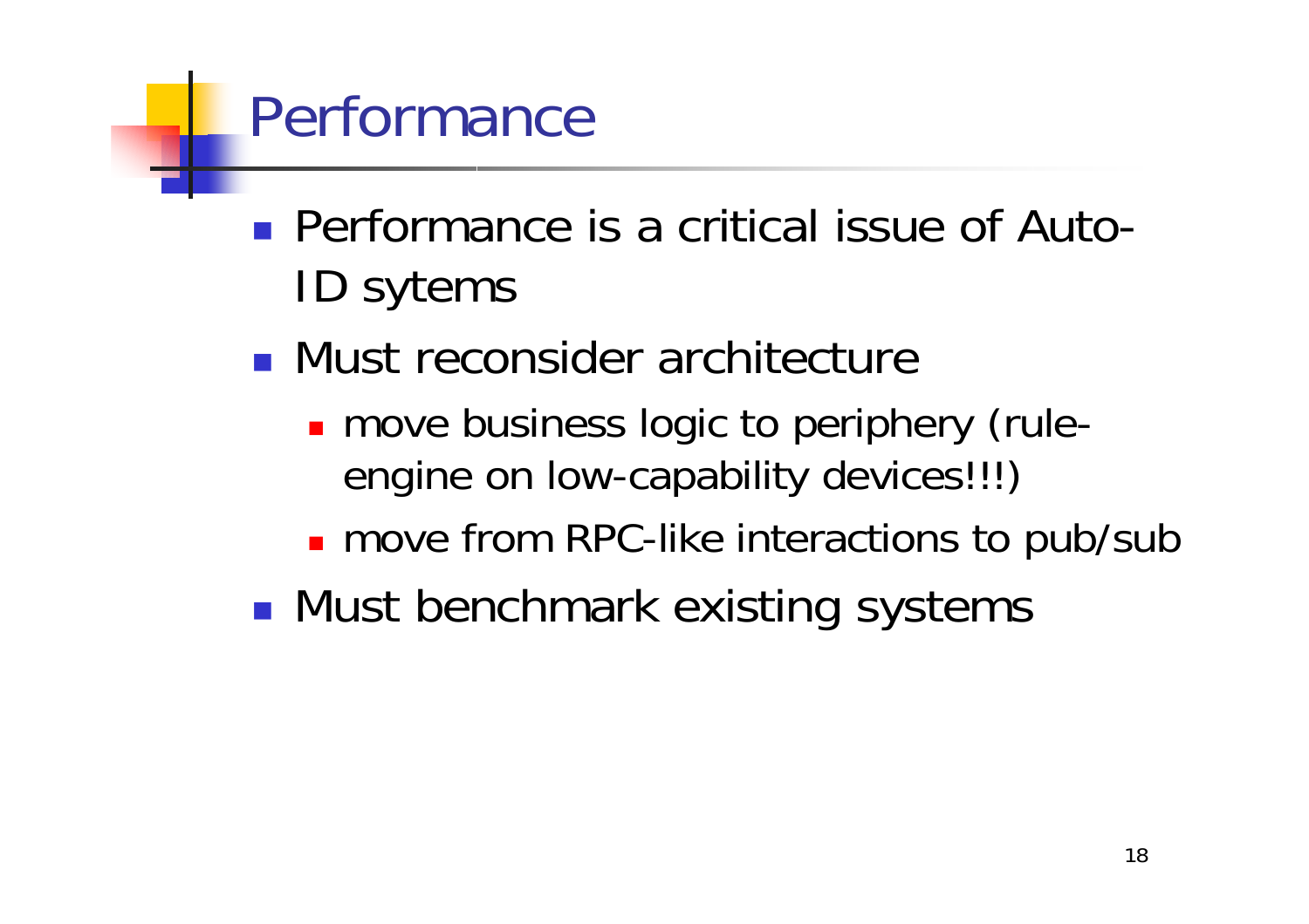# Performance

- Performance is a critical issue of Auto-ID sytems
- Must reconsider architecture
  - move business logic to periphery (rule-engine on low-capability devices!!!)
  - move from RPC-like interactions to pub/sub
- Must benchmark existing systems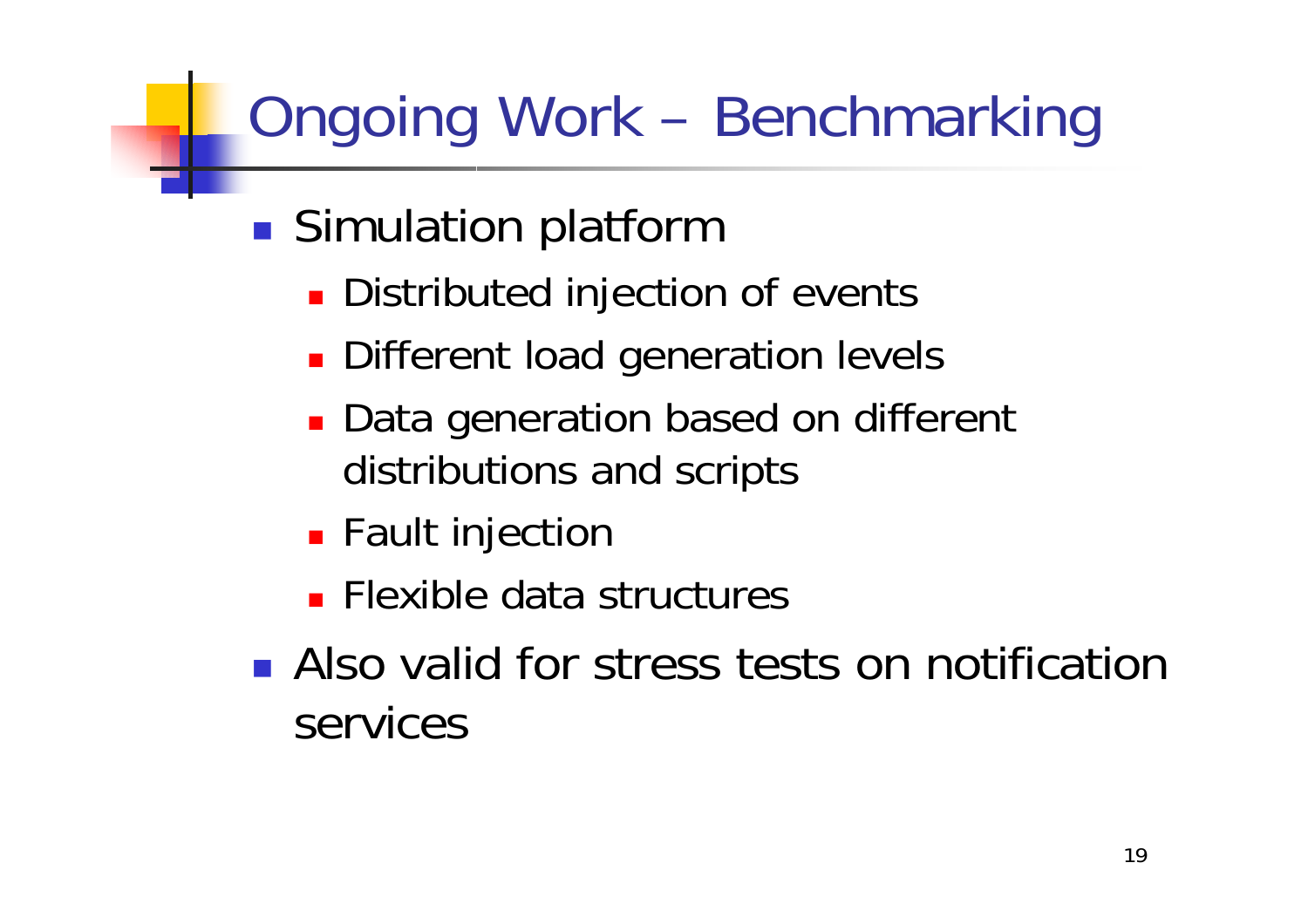# Ongoing Work – Benchmarking

- Simulation platform
  - Distributed injection of events
  - Different load generation levels
  - Data generation based on different distributions and scripts
  - Fault injection
  - Flexible data structures
- Also valid for stress tests on notification services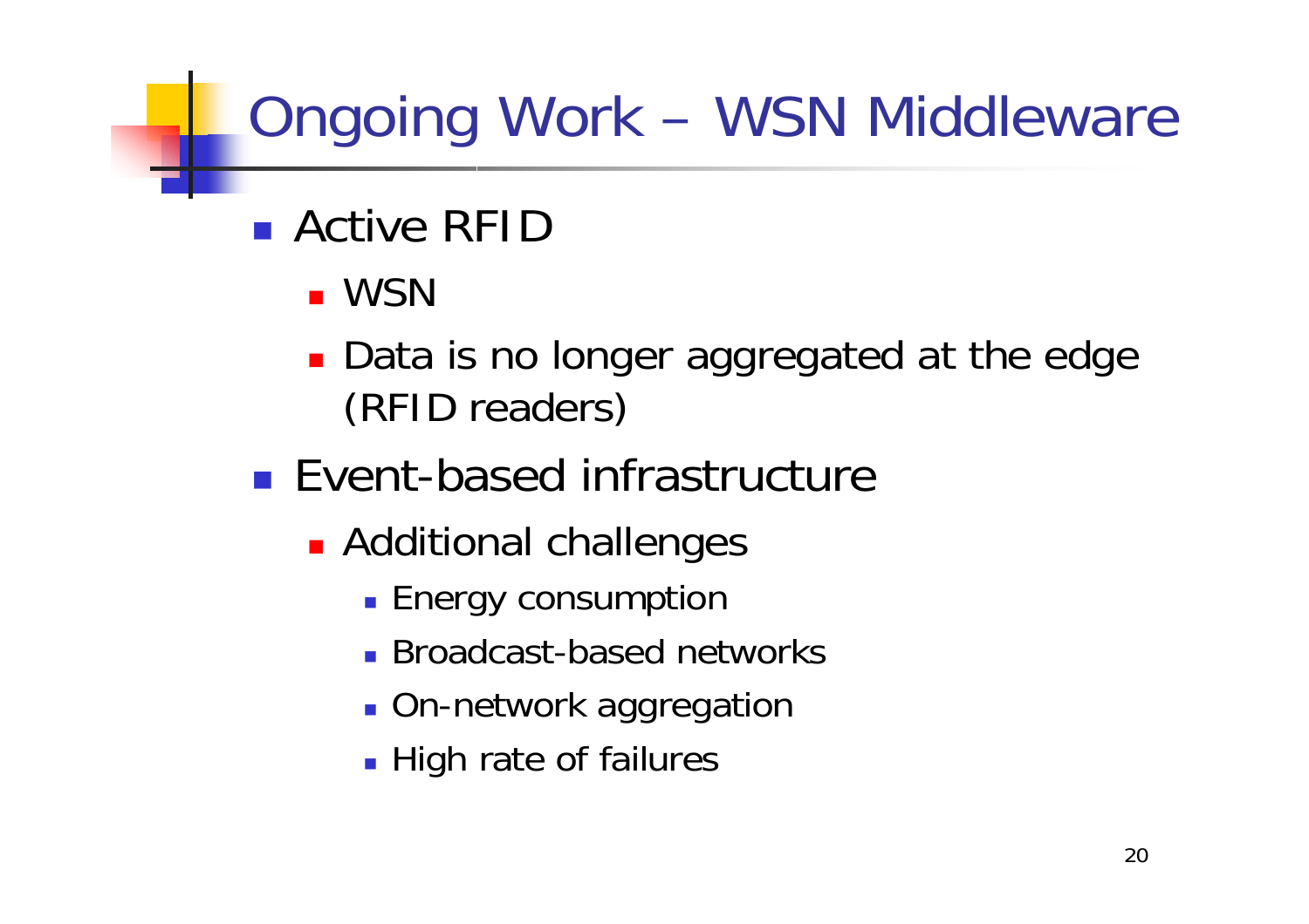# Ongoing Work – WSN Middleware

- Active RFID
  - WSN
  - Data is no longer aggregated at the edge (RFID readers)
- Event-based infrastructure
  - Additional challenges
    - Energy consumption
    - Broadcast-based networks
    - On-network aggregation
    - High rate of failures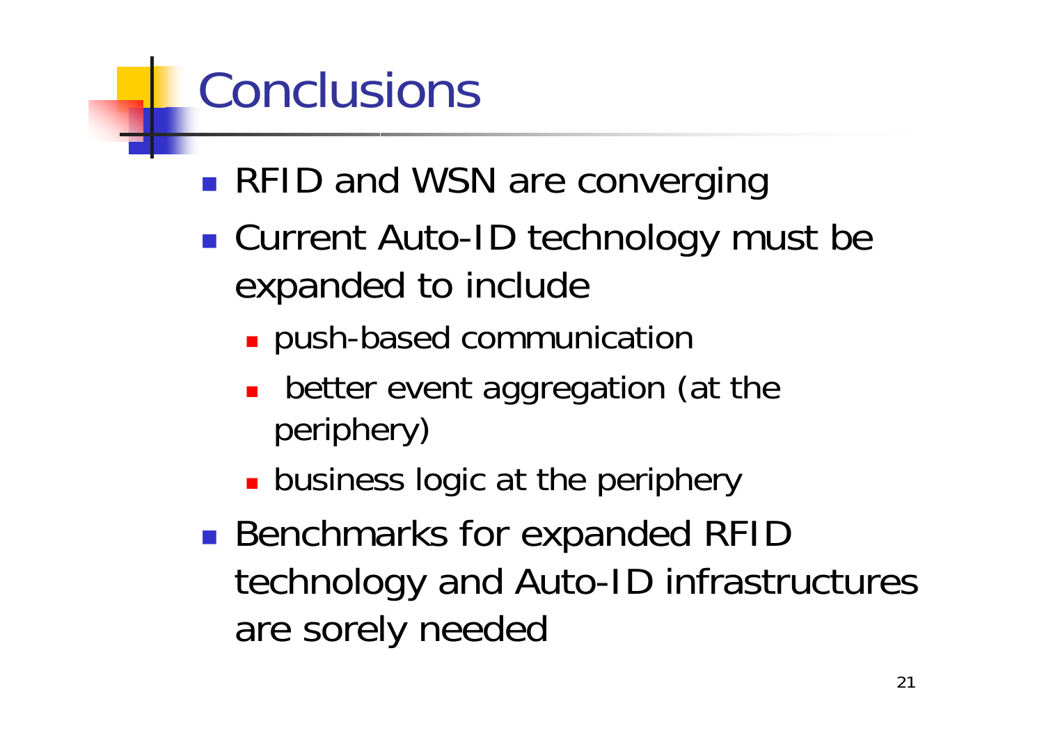# Conclusions

- RFID and WSN are converging
- Current Auto-ID technology must be expanded to include
  - push-based communication
  - better event aggregation (at the periphery)
  - business logic at the periphery
- Benchmarks for expanded RFID technology and Auto-ID infrastructures are sorely needed